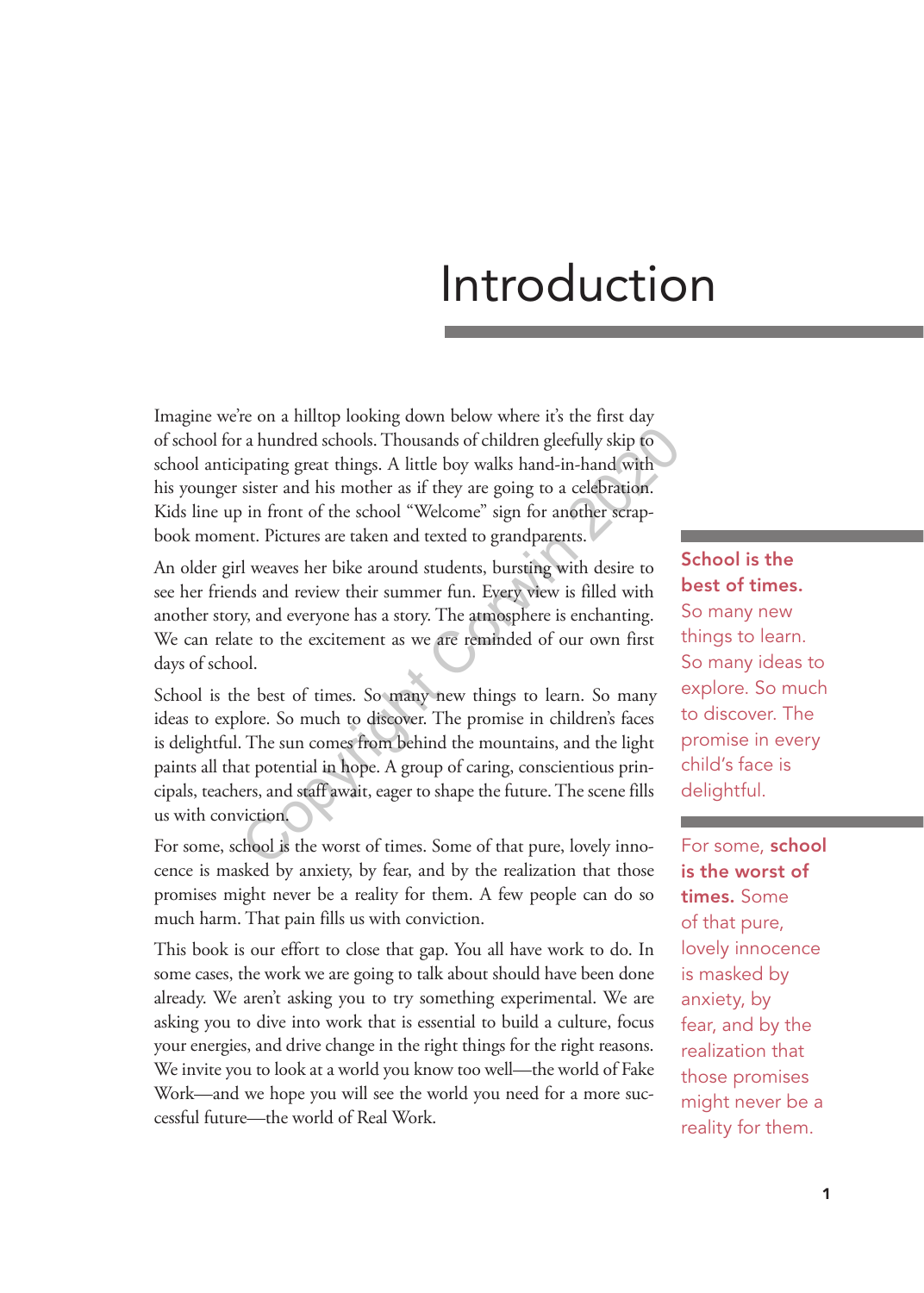# Introduction

Imagine we're on a hilltop looking down below where it's the first day of school for a hundred schools. Thousands of children gleefully skip to school anticipating great things. A little boy walks hand-in-hand with his younger sister and his mother as if they are going to a celebration. Kids line up in front of the school "Welcome" sign for another scrapbook moment. Pictures are taken and texted to grandparents.

An older girl weaves her bike around students, bursting with desire to see her friends and review their summer fun. Every view is filled with another story, and everyone has a story. The atmosphere is enchanting. We can relate to the excitement as we are reminded of our own first days of school.

School is the best of times. So many new things to learn. So many ideas to explore. So much to discover. The promise in children's faces is delightful. The sun comes from behind the mountains, and the light paints all that potential in hope. A group of caring, conscientious principals, teachers, and staff await, eager to shape the future. The scene fills us with conviction.

> **School is the best of times.** So many new things to learn. So many ideas to explore. So much to discover. The promise in every child's face is delightful.

For some, school is the worst of times. Some of that pure, lovely innocence is masked by anxiety, by fear, and by the realization that those promises might never be a reality for them. A few people can do so much harm. That pain fills us with conviction.

> For some, **school is the worst of times.** Some of that pure, lovely innocence is masked by anxiety, by fear, and by the realization that those promises might never be a reality for them.

This book is our effort to close that gap. You all have work to do. In some cases, the work we are going to talk about should have been done already. We aren't asking you to try something experimental. We are asking you to dive into work that is essential to build a culture, focus your energies, and drive change in the right things for the right reasons. We invite you to look at a world you know too well—the world of Fake Work—and we hope you will see the world you need for a more successful future—the world of Real Work.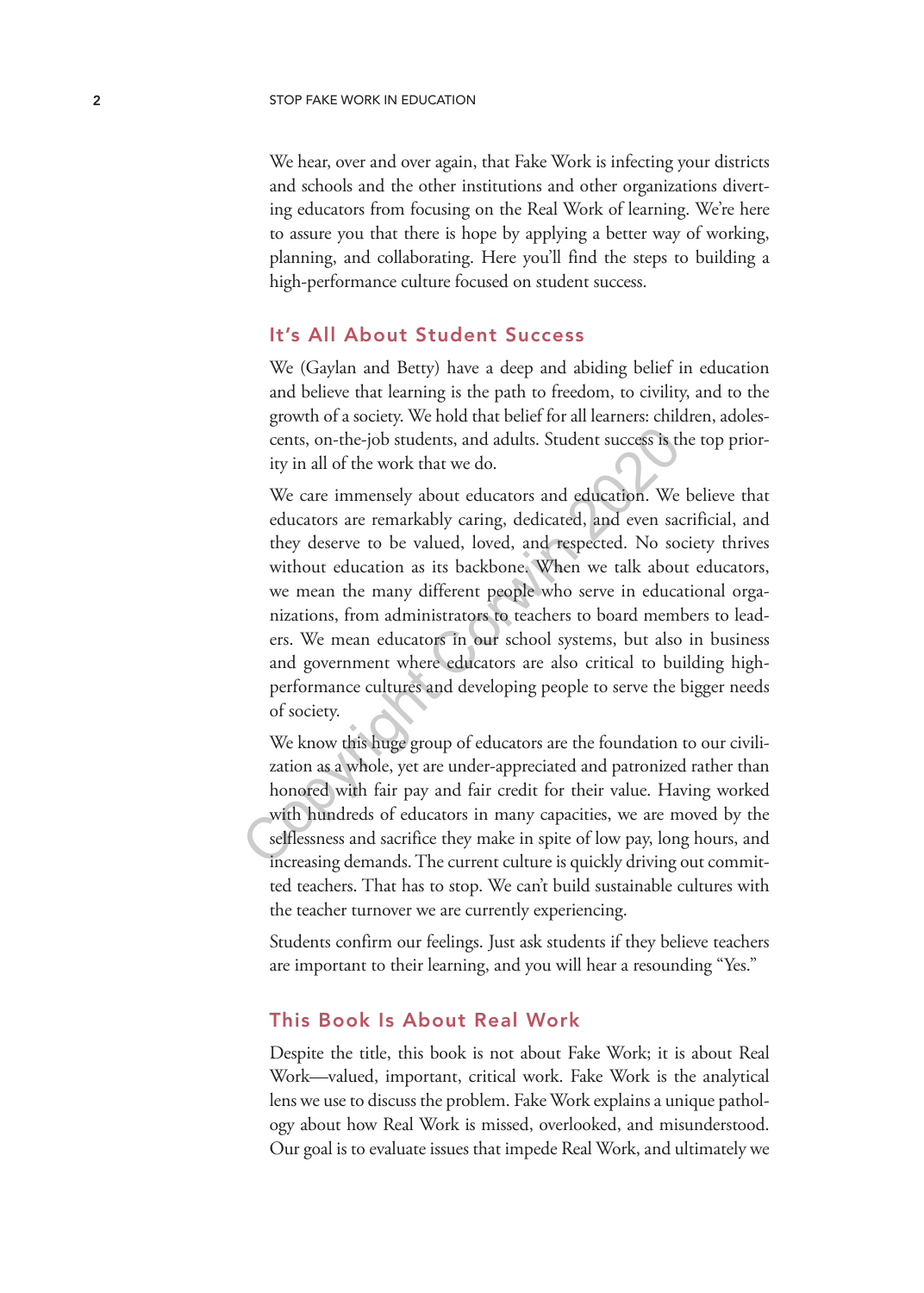We hear, over and over again, that Fake Work is infecting your districts and schools and the other institutions and other organizations diverting educators from focusing on the Real Work of learning. We're here to assure you that there is hope by applying a better way of working, planning, and collaborating. Here you'll find the steps to building a high-performance culture focused on student success.

## It's All About Student Success

We (Gaylan and Betty) have a deep and abiding belief in education and believe that learning is the path to freedom, to civility, and to the growth of a society. We hold that belief for all learners: children, adolescents, on-the-job students, and adults. Student success is the top priority in all of the work that we do.

We care immensely about educators and education. We believe that educators are remarkably caring, dedicated, and even sacrificial, and they deserve to be valued, loved, and respected. No society thrives without education as its backbone. When we talk about educators, we mean the many different people who serve in educational organizations, from administrators to teachers to board members to leaders. We mean educators in our school systems, but also in business and government where educators are also critical to building high-performance cultures and developing people to serve the bigger needs of society.

We know this huge group of educators are the foundation to our civilization as a whole, yet are under-appreciated and patronized rather than honored with fair pay and fair credit for their value. Having worked with hundreds of educators in many capacities, we are moved by the selflessness and sacrifice they make in spite of low pay, long hours, and increasing demands. The current culture is quickly driving out committed teachers. That has to stop. We can't build sustainable cultures with the teacher turnover we are currently experiencing.

Students confirm our feelings. Just ask students if they believe teachers are important to their learning, and you will hear a resounding "Yes."

## This Book Is About Real Work

Despite the title, this book is not about Fake Work; it is about Real Work—valued, important, critical work. Fake Work is the analytical lens we use to discuss the problem. Fake Work explains a unique pathology about how Real Work is missed, overlooked, and misunderstood. Our goal is to evaluate issues that impede Real Work, and ultimately we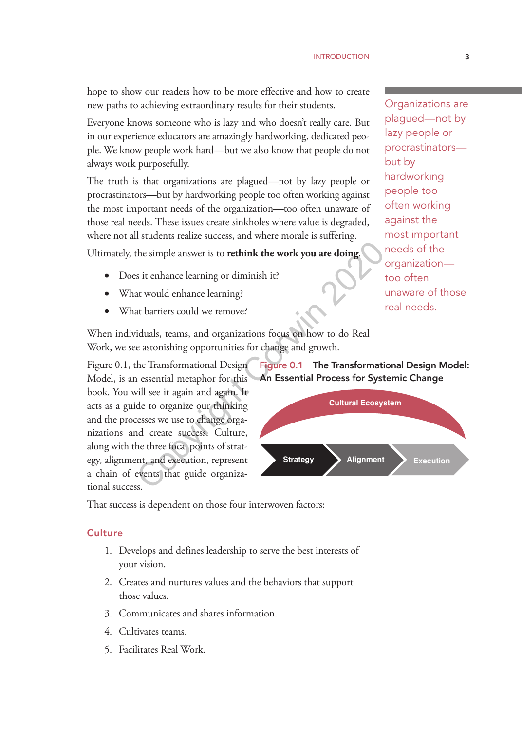hope to show our readers how to be more effective and how to create new paths to achieving extraordinary results for their students.

Everyone knows someone who is lazy and who doesn't really care. But in our experience educators are amazingly hardworking, dedicated people. We know people work hard—but we also know that people do not always work purposefully.

The truth is that organizations are plagued—not by lazy people or procrastinators—but by hardworking people too often working against the most important needs of the organization—too often unaware of those real needs. These issues create sinkholes where value is degraded, where not all students realize success, and where morale is suffering.

> Organizations are plagued—not by lazy people or procrastinators—but by hardworking people too often working against the most important needs of the organization—too often unaware of those real needs.

Ultimately, the simple answer is to **rethink the work you are doing**.

- Does it enhance learning or diminish it?
- What would enhance learning?
- What barriers could we remove?

When individuals, teams, and organizations focus on how to do Real Work, we see astonishing opportunities for change and growth.

Figure 0.1, the Transformational Design Model, is an essential metaphor for this book. You will see it again and again. It acts as a guide to organize our thinking and the processes we use to change organizations and create success. Culture, along with the three focal points of strategy, alignment, and execution, represent a chain of events that guide organizational success.

**Figure 0.1 The Transformational Design Model: An Essential Process for Systemic Change**

Cultural Ecosystem

Strategy → Alignment → Execution

That success is dependent on those four interwoven factors:

## Culture

1. Develops and defines leadership to serve the best interests of your vision.
2. Creates and nurtures values and the behaviors that support those values.
3. Communicates and shares information.
4. Cultivates teams.
5. Facilitates Real Work.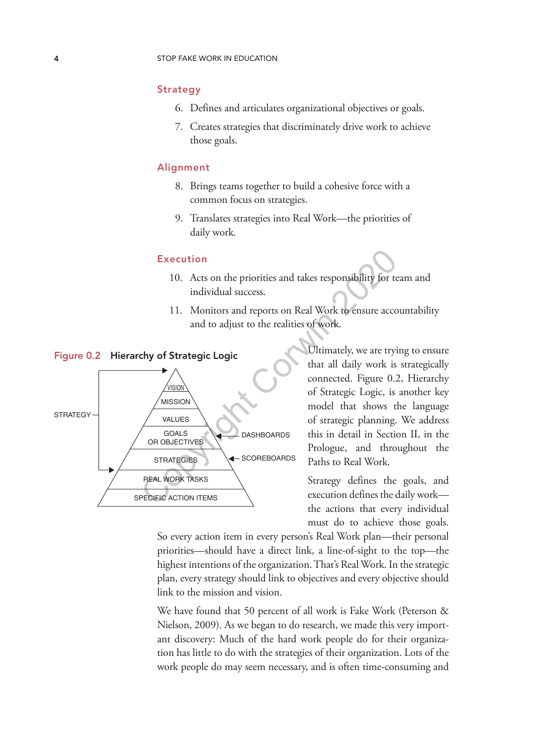### Strategy

6. Defines and articulates organizational objectives or goals.
7. Creates strategies that discriminately drive work to achieve those goals.

### Alignment

8. Brings teams together to build a cohesive force with a common focus on strategies.
9. Translates strategies into Real Work—the priorities of daily work.

### Execution

10. Acts on the priorities and takes responsibility for team and individual success.
11. Monitors and reports on Real Work to ensure accountability and to adjust to the realities of work.

**Figure 0.2 Hierarchy of Strategic Logic**

STRATEGY

VISION
MISSION
VALUES
GOALS OR OBJECTIVES ← DASHBOARDS
STRATEGIES ← SCOREBOARDS
REAL WORK TASKS
SPECIFIC ACTION ITEMS

Ultimately, we are trying to ensure that all daily work is strategically connected. Figure 0.2, Hierarchy of Strategic Logic, is another key model that shows the language of strategic planning. We address this in detail in Section II, in the Prologue, and throughout the Paths to Real Work.

Strategy defines the goals, and execution defines the daily work—the actions that every individual must do to achieve those goals. So every action item in every person's Real Work plan—their personal priorities—should have a direct link, a line-of-sight to the top—the highest intentions of the organization. That's Real Work. In the strategic plan, every strategy should link to objectives and every objective should link to the mission and vision.

We have found that 50 percent of all work is Fake Work (Peterson & Nielson, 2009). As we began to do research, we made this very important discovery: Much of the hard work people do for their organization has little to do with the strategies of their organization. Lots of the work people do may seem necessary, and is often time-consuming and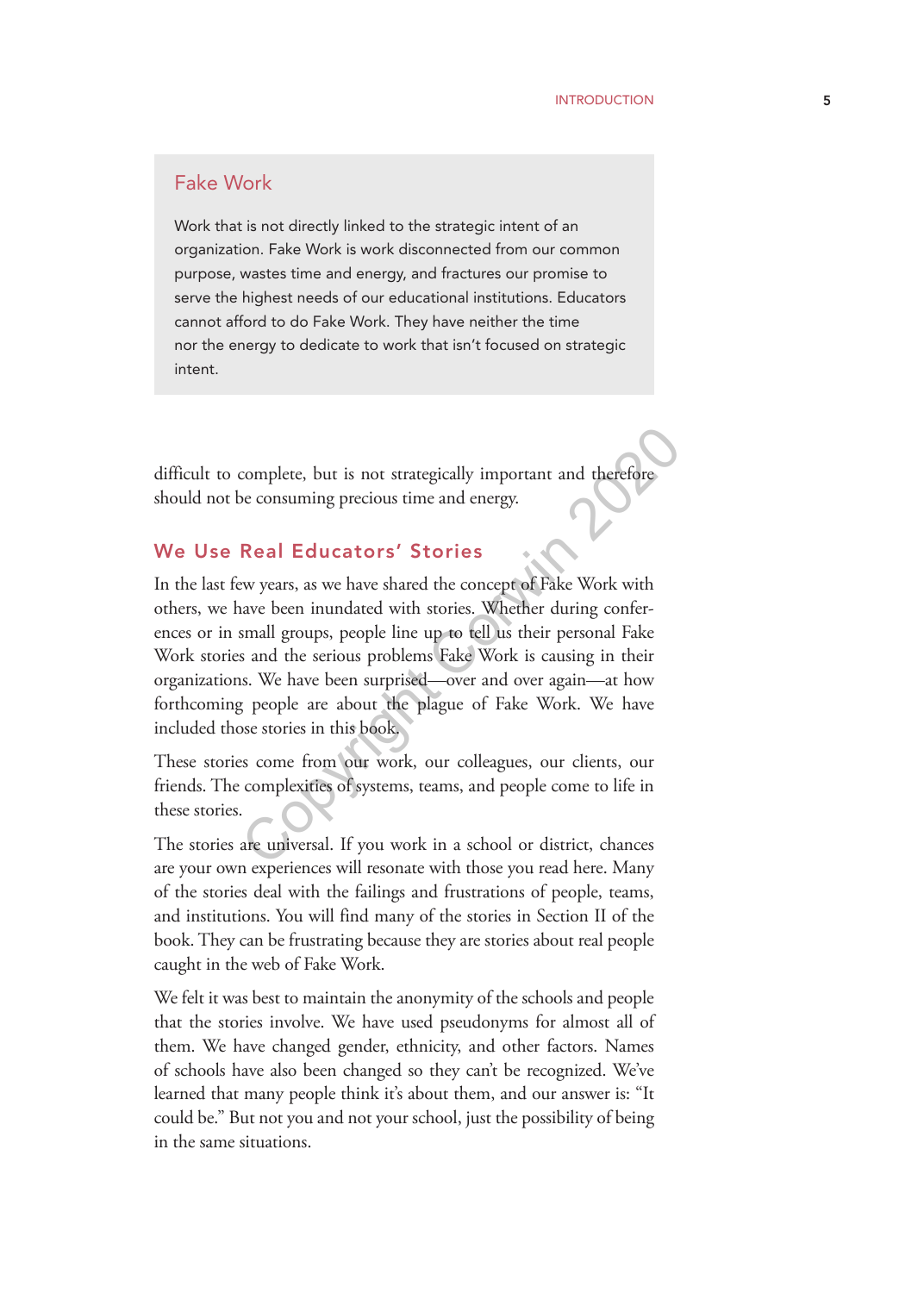> **Fake Work**
>
> Work that is not directly linked to the strategic intent of an organization. Fake Work is work disconnected from our common purpose, wastes time and energy, and fractures our promise to serve the highest needs of our educational institutions. Educators cannot afford to do Fake Work. They have neither the time nor the energy to dedicate to work that isn't focused on strategic intent.

difficult to complete, but is not strategically important and therefore should not be consuming precious time and energy.

## We Use Real Educators' Stories

In the last few years, as we have shared the concept of Fake Work with others, we have been inundated with stories. Whether during conferences or in small groups, people line up to tell us their personal Fake Work stories and the serious problems Fake Work is causing in their organizations. We have been surprised—over and over again—at how forthcoming people are about the plague of Fake Work. We have included those stories in this book.

These stories come from our work, our colleagues, our clients, our friends. The complexities of systems, teams, and people come to life in these stories.

The stories are universal. If you work in a school or district, chances are your own experiences will resonate with those you read here. Many of the stories deal with the failings and frustrations of people, teams, and institutions. You will find many of the stories in Section II of the book. They can be frustrating because they are stories about real people caught in the web of Fake Work.

We felt it was best to maintain the anonymity of the schools and people that the stories involve. We have used pseudonyms for almost all of them. We have changed gender, ethnicity, and other factors. Names of schools have also been changed so they can't be recognized. We've learned that many people think it's about them, and our answer is: "It could be." But not you and not your school, just the possibility of being in the same situations.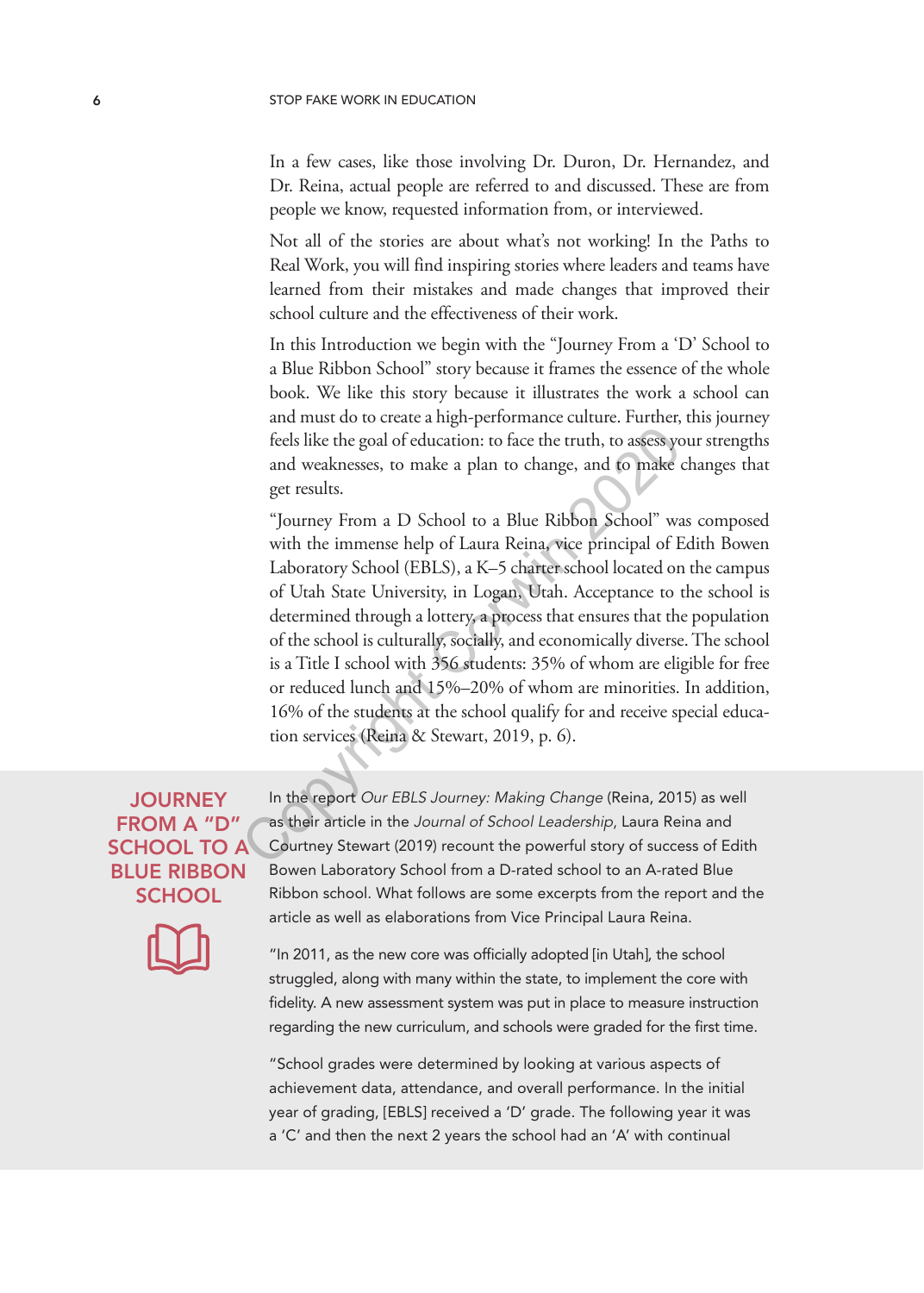In a few cases, like those involving Dr. Duron, Dr. Hernandez, and Dr. Reina, actual people are referred to and discussed. These are from people we know, requested information from, or interviewed.

Not all of the stories are about what's not working! In the Paths to Real Work, you will find inspiring stories where leaders and teams have learned from their mistakes and made changes that improved their school culture and the effectiveness of their work.

In this Introduction we begin with the "Journey From a 'D' School to a Blue Ribbon School" story because it frames the essence of the whole book. We like this story because it illustrates the work a school can and must do to create a high-performance culture. Further, this journey feels like the goal of education: to face the truth, to assess your strengths and weaknesses, to make a plan to change, and to make changes that get results.

"Journey From a D School to a Blue Ribbon School" was composed with the immense help of Laura Reina, vice principal of Edith Bowen Laboratory School (EBLS), a K–5 charter school located on the campus of Utah State University, in Logan, Utah. Acceptance to the school is determined through a lottery, a process that ensures that the population of the school is culturally, socially, and economically diverse. The school is a Title I school with 356 students: 35% of whom are eligible for free or reduced lunch and 15%–20% of whom are minorities. In addition, 16% of the students at the school qualify for and receive special education services (Reina & Stewart, 2019, p. 6).

## JOURNEY FROM A "D" SCHOOL TO A BLUE RIBBON SCHOOL

In the report *Our EBLS Journey: Making Change* (Reina, 2015) as well as their article in the *Journal of School Leadership*, Laura Reina and Courtney Stewart (2019) recount the powerful story of success of Edith Bowen Laboratory School from a D-rated school to an A-rated Blue Ribbon school. What follows are some excerpts from the report and the article as well as elaborations from Vice Principal Laura Reina.

"In 2011, as the new core was officially adopted [in Utah], the school struggled, along with many within the state, to implement the core with fidelity. A new assessment system was put in place to measure instruction regarding the new curriculum, and schools were graded for the first time.

"School grades were determined by looking at various aspects of achievement data, attendance, and overall performance. In the initial year of grading, [EBLS] received a 'D' grade. The following year it was a 'C' and then the next 2 years the school had an 'A' with continual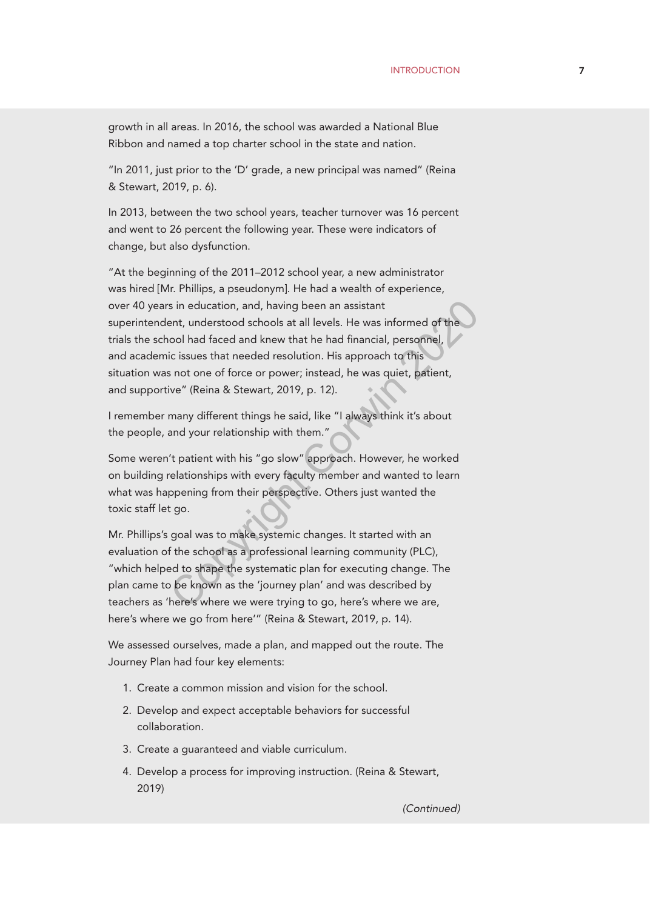growth in all areas. In 2016, the school was awarded a National Blue Ribbon and named a top charter school in the state and nation.

"In 2011, just prior to the 'D' grade, a new principal was named" (Reina & Stewart, 2019, p. 6).

In 2013, between the two school years, teacher turnover was 16 percent and went to 26 percent the following year. These were indicators of change, but also dysfunction.

"At the beginning of the 2011–2012 school year, a new administrator was hired [Mr. Phillips, a pseudonym]. He had a wealth of experience, over 40 years in education, and, having been an assistant superintendent, understood schools at all levels. He was informed of the trials the school had faced and knew that he had financial, personnel, and academic issues that needed resolution. His approach to this situation was not one of force or power; instead, he was quiet, patient, and supportive" (Reina & Stewart, 2019, p. 12).

I remember many different things he said, like "I always think it's about the people, and your relationship with them."

Some weren't patient with his "go slow" approach. However, he worked on building relationships with every faculty member and wanted to learn what was happening from their perspective. Others just wanted the toxic staff let go.

Mr. Phillips's goal was to make systemic changes. It started with an evaluation of the school as a professional learning community (PLC), "which helped to shape the systematic plan for executing change. The plan came to be known as the 'journey plan' and was described by teachers as 'here's where we were trying to go, here's where we are, here's where we go from here'" (Reina & Stewart, 2019, p. 14).

We assessed ourselves, made a plan, and mapped out the route. The Journey Plan had four key elements:

1. Create a common mission and vision for the school.
2. Develop and expect acceptable behaviors for successful collaboration.
3. Create a guaranteed and viable curriculum.
4. Develop a process for improving instruction. (Reina & Stewart, 2019)

*(Continued)*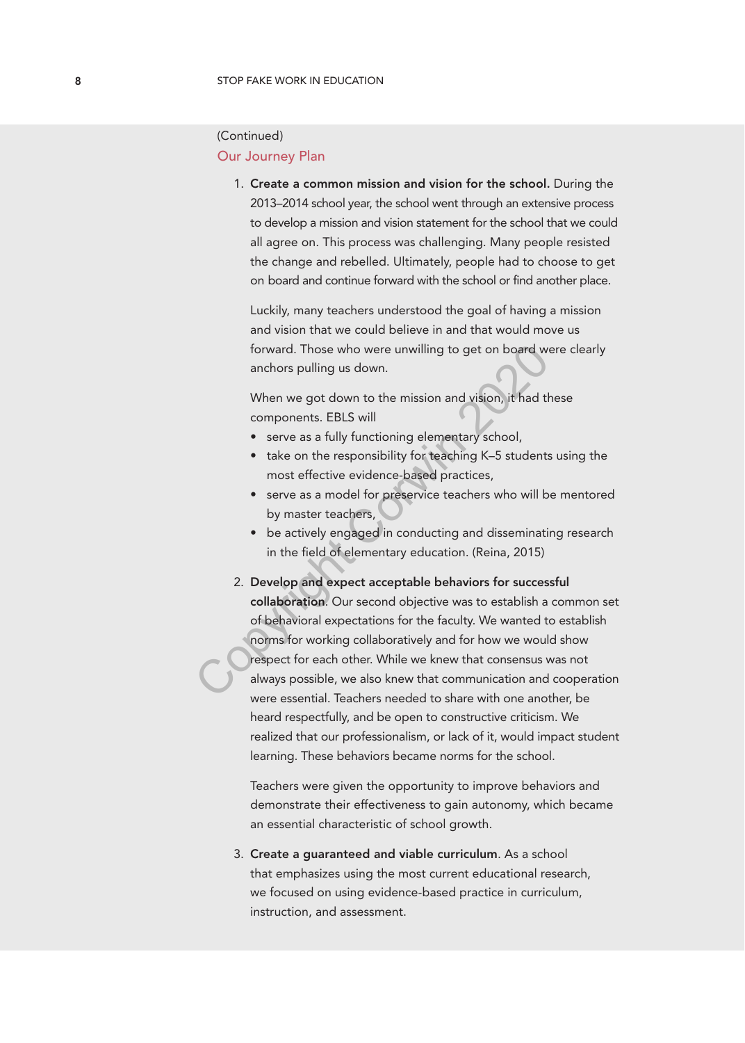(Continued)

### Our Journey Plan

1. **Create a common mission and vision for the school.** During the 2013–2014 school year, the school went through an extensive process to develop a mission and vision statement for the school that we could all agree on. This process was challenging. Many people resisted the change and rebelled. Ultimately, people had to choose to get on board and continue forward with the school or find another place.

   Luckily, many teachers understood the goal of having a mission and vision that we could believe in and that would move us forward. Those who were unwilling to get on board were clearly anchors pulling us down.

   When we got down to the mission and vision, it had these components. EBLS will

   - serve as a fully functioning elementary school,
   - take on the responsibility for teaching K–5 students using the most effective evidence-based practices,
   - serve as a model for preservice teachers who will be mentored by master teachers,
   - be actively engaged in conducting and disseminating research in the field of elementary education. (Reina, 2015)

2. **Develop and expect acceptable behaviors for successful collaboration**. Our second objective was to establish a common set of behavioral expectations for the faculty. We wanted to establish norms for working collaboratively and for how we would show respect for each other. While we knew that consensus was not always possible, we also knew that communication and cooperation were essential. Teachers needed to share with one another, be heard respectfully, and be open to constructive criticism. We realized that our professionalism, or lack of it, would impact student learning. These behaviors became norms for the school.

   Teachers were given the opportunity to improve behaviors and demonstrate their effectiveness to gain autonomy, which became an essential characteristic of school growth.

3. **Create a guaranteed and viable curriculum**. As a school that emphasizes using the most current educational research, we focused on using evidence-based practice in curriculum, instruction, and assessment.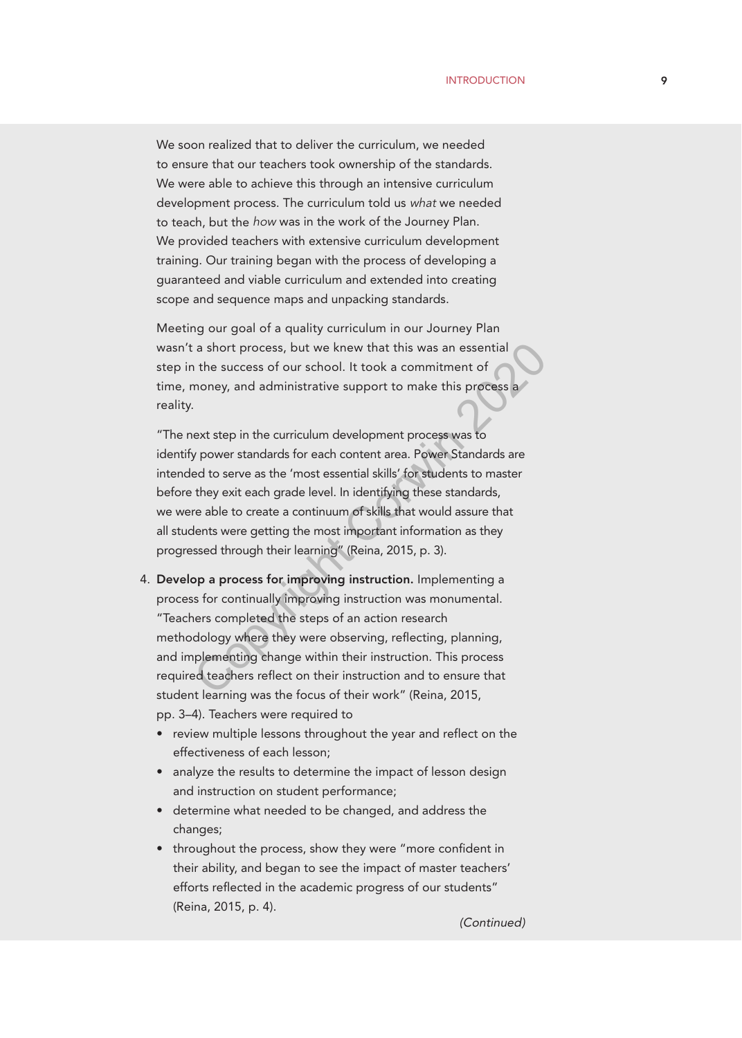We soon realized that to deliver the curriculum, we needed to ensure that our teachers took ownership of the standards. We were able to achieve this through an intensive curriculum development process. The curriculum told us *what* we needed to teach, but the *how* was in the work of the Journey Plan. We provided teachers with extensive curriculum development training. Our training began with the process of developing a guaranteed and viable curriculum and extended into creating scope and sequence maps and unpacking standards.

Meeting our goal of a quality curriculum in our Journey Plan wasn't a short process, but we knew that this was an essential step in the success of our school. It took a commitment of time, money, and administrative support to make this process a reality.

"The next step in the curriculum development process was to identify power standards for each content area. Power Standards are intended to serve as the 'most essential skills' for students to master before they exit each grade level. In identifying these standards, we were able to create a continuum of skills that would assure that all students were getting the most important information as they progressed through their learning" (Reina, 2015, p. 3).

4. **Develop a process for improving instruction.** Implementing a process for continually improving instruction was monumental. "Teachers completed the steps of an action research methodology where they were observing, reflecting, planning, and implementing change within their instruction. This process required teachers reflect on their instruction and to ensure that student learning was the focus of their work" (Reina, 2015, pp. 3–4). Teachers were required to
   - review multiple lessons throughout the year and reflect on the effectiveness of each lesson;
   - analyze the results to determine the impact of lesson design and instruction on student performance;
   - determine what needed to be changed, and address the changes;
   - throughout the process, show they were "more confident in their ability, and began to see the impact of master teachers' efforts reflected in the academic progress of our students" (Reina, 2015, p. 4).

*(Continued)*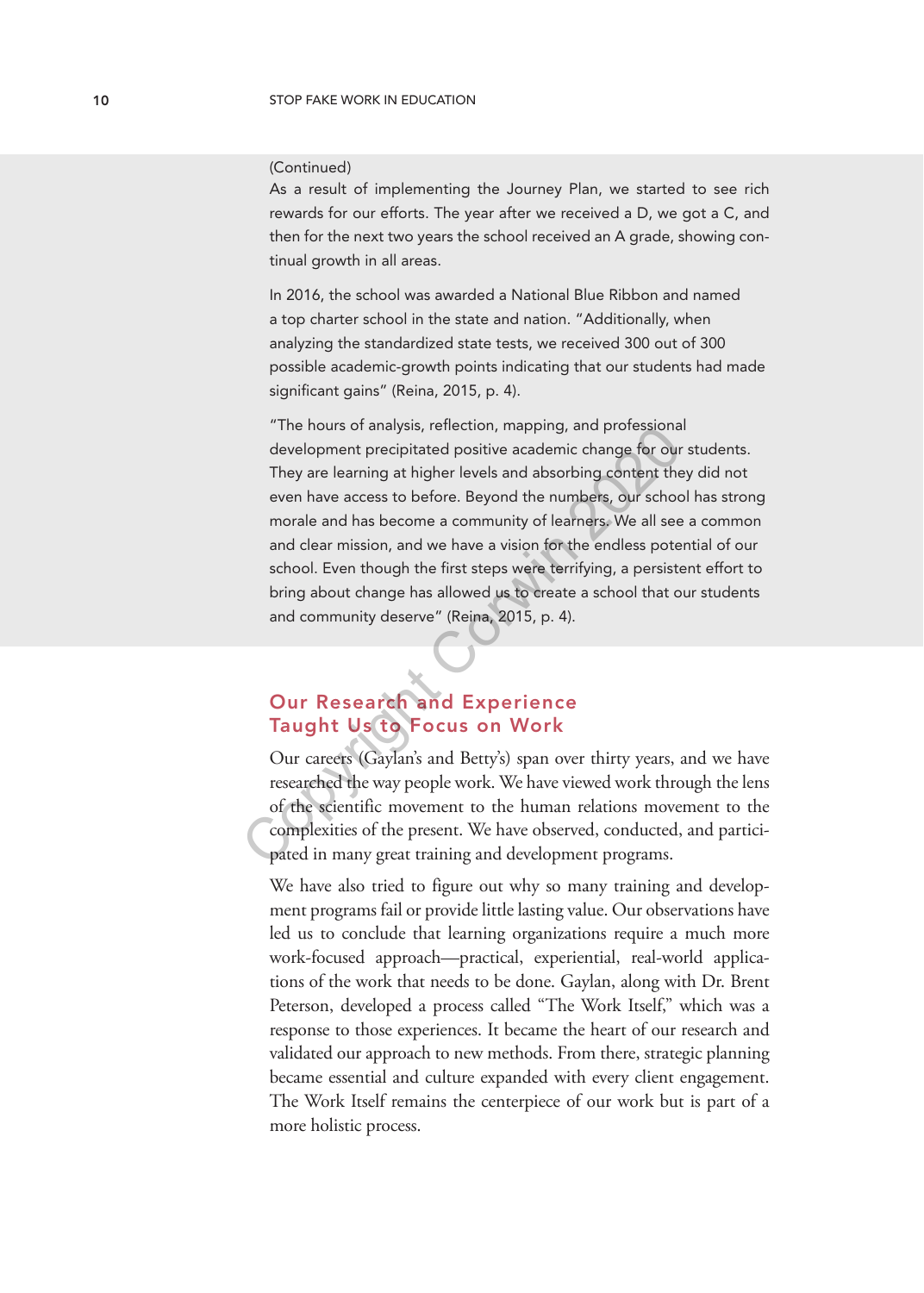(Continued)

As a result of implementing the Journey Plan, we started to see rich rewards for our efforts. The year after we received a D, we got a C, and then for the next two years the school received an A grade, showing continual growth in all areas.

In 2016, the school was awarded a National Blue Ribbon and named a top charter school in the state and nation. "Additionally, when analyzing the standardized state tests, we received 300 out of 300 possible academic-growth points indicating that our students had made significant gains" (Reina, 2015, p. 4).

"The hours of analysis, reflection, mapping, and professional development precipitated positive academic change for our students. They are learning at higher levels and absorbing content they did not even have access to before. Beyond the numbers, our school has strong morale and has become a community of learners. We all see a common and clear mission, and we have a vision for the endless potential of our school. Even though the first steps were terrifying, a persistent effort to bring about change has allowed us to create a school that our students and community deserve" (Reina, 2015, p. 4).

## Our Research and Experience Taught Us to Focus on Work

Our careers (Gaylan's and Betty's) span over thirty years, and we have researched the way people work. We have viewed work through the lens of the scientific movement to the human relations movement to the complexities of the present. We have observed, conducted, and participated in many great training and development programs.

We have also tried to figure out why so many training and development programs fail or provide little lasting value. Our observations have led us to conclude that learning organizations require a much more work-focused approach—practical, experiential, real-world applications of the work that needs to be done. Gaylan, along with Dr. Brent Peterson, developed a process called "The Work Itself," which was a response to those experiences. It became the heart of our research and validated our approach to new methods. From there, strategic planning became essential and culture expanded with every client engagement. The Work Itself remains the centerpiece of our work but is part of a more holistic process.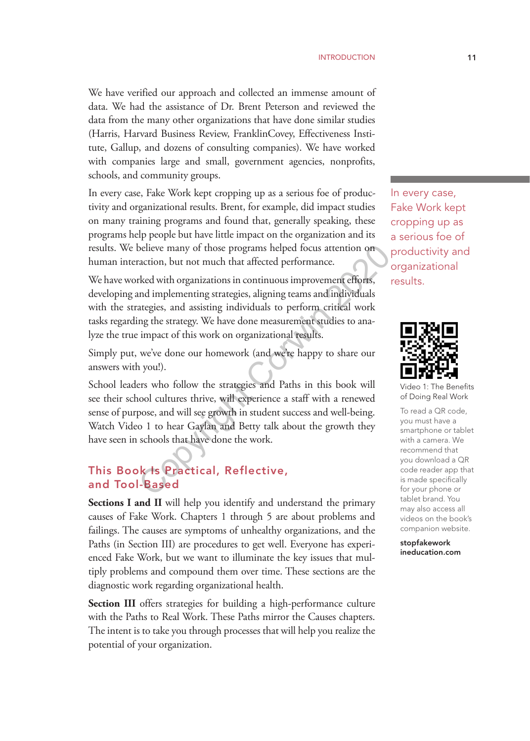We have verified our approach and collected an immense amount of data. We had the assistance of Dr. Brent Peterson and reviewed the data from the many other organizations that have done similar studies (Harris, Harvard Business Review, FranklinCovey, Effectiveness Institute, Gallup, and dozens of consulting companies). We have worked with companies large and small, government agencies, nonprofits, schools, and community groups.

In every case, Fake Work kept cropping up as a serious foe of productivity and organizational results. Brent, for example, did impact studies on many training programs and found that, generally speaking, these programs help people but have little impact on the organization and its results. We believe many of those programs helped focus attention on human interaction, but not much that affected performance.

> In every case, Fake Work kept cropping up as a serious foe of productivity and organizational results.

We have worked with organizations in continuous improvement efforts, developing and implementing strategies, aligning teams and individuals with the strategies, and assisting individuals to perform critical work tasks regarding the strategy. We have done measurement studies to analyze the true impact of this work on organizational results.

Simply put, we've done our homework (and we're happy to share our answers with you!).

School leaders who follow the strategies and Paths in this book will see their school cultures thrive, will experience a staff with a renewed sense of purpose, and will see growth in student success and well-being. Watch Video 1 to hear Gaylan and Betty talk about the growth they have seen in schools that have done the work.

Video 1: The Benefits of Doing Real Work

To read a QR code, you must have a smartphone or tablet with a camera. We recommend that you download a QR code reader app that is made specifically for your phone or tablet brand. You may also access all videos on the book's companion website.

**stopfakework ineducation.com**

## This Book Is Practical, Reflective, and Tool-Based

**Sections I and II** will help you identify and understand the primary causes of Fake Work. Chapters 1 through 5 are about problems and failings. The causes are symptoms of unhealthy organizations, and the Paths (in Section III) are procedures to get well. Everyone has experienced Fake Work, but we want to illuminate the key issues that multiply problems and compound them over time. These sections are the diagnostic work regarding organizational health.

**Section III** offers strategies for building a high-performance culture with the Paths to Real Work. These Paths mirror the Causes chapters. The intent is to take you through processes that will help you realize the potential of your organization.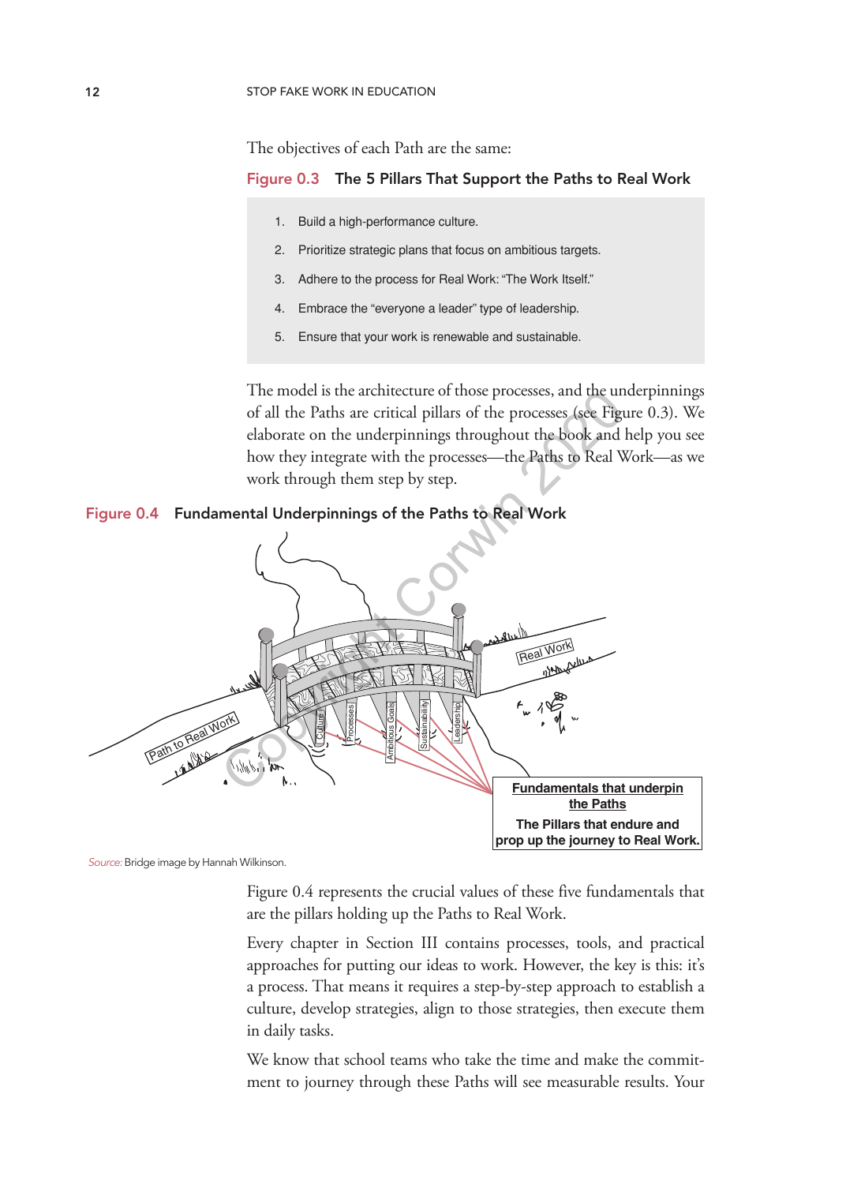The objectives of each Path are the same:

**Figure 0.3 The 5 Pillars That Support the Paths to Real Work**

1. Build a high-performance culture.
2. Prioritize strategic plans that focus on ambitious targets.
3. Adhere to the process for Real Work: "The Work Itself."
4. Embrace the "everyone a leader" type of leadership.
5. Ensure that your work is renewable and sustainable.

The model is the architecture of those processes, and the underpinnings of all the Paths are critical pillars of the processes (see Figure 0.3). We elaborate on the underpinnings throughout the book and help you see how they integrate with the processes—the Paths to Real Work—as we work through them step by step.

**Figure 0.4 Fundamental Underpinnings of the Paths to Real Work**

Path to Real Work

Real Work

Culture | Processes | Ambitious Goals | Sustainability | Leadership

**Fundamentals that underpin the Paths**

**The Pillars that endure and prop up the journey to Real Work.**

*Source:* Bridge image by Hannah Wilkinson.

Figure 0.4 represents the crucial values of these five fundamentals that are the pillars holding up the Paths to Real Work.

Every chapter in Section III contains processes, tools, and practical approaches for putting our ideas to work. However, the key is this: it's a process. That means it requires a step-by-step approach to establish a culture, develop strategies, align to those strategies, then execute them in daily tasks.

We know that school teams who take the time and make the commitment to journey through these Paths will see measurable results. Your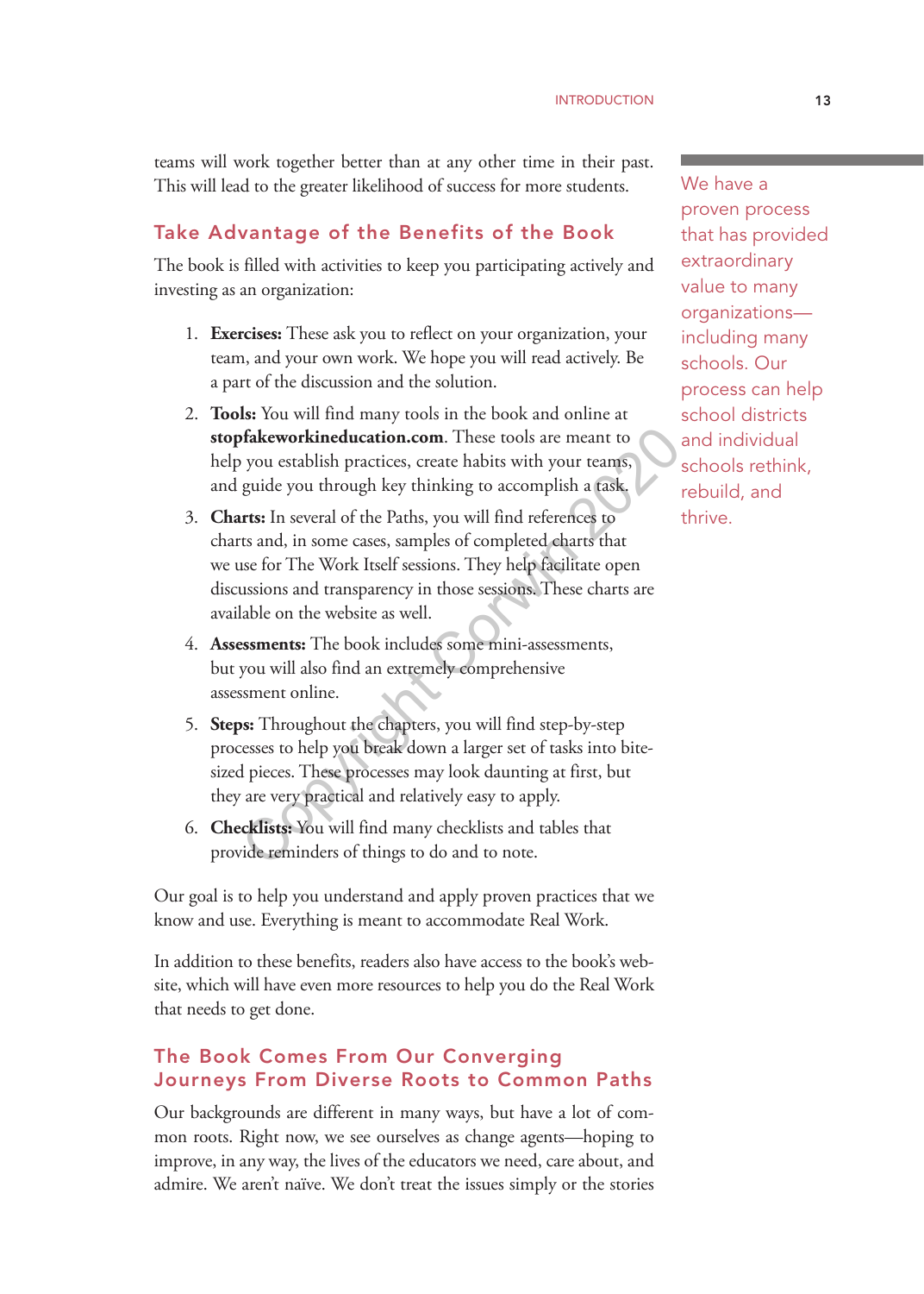teams will work together better than at any other time in their past. This will lead to the greater likelihood of success for more students.

> We have a proven process that has provided extraordinary value to many organizations—including many schools. Our process can help school districts and individual schools rethink, rebuild, and thrive.

## Take Advantage of the Benefits of the Book

The book is filled with activities to keep you participating actively and investing as an organization:

1. **Exercises:** These ask you to reflect on your organization, your team, and your own work. We hope you will read actively. Be a part of the discussion and the solution.
2. **Tools:** You will find many tools in the book and online at **stopfakeworkineducation.com**. These tools are meant to help you establish practices, create habits with your teams, and guide you through key thinking to accomplish a task.
3. **Charts:** In several of the Paths, you will find references to charts and, in some cases, samples of completed charts that we use for The Work Itself sessions. They help facilitate open discussions and transparency in those sessions. These charts are available on the website as well.
4. **Assessments:** The book includes some mini-assessments, but you will also find an extremely comprehensive assessment online.
5. **Steps:** Throughout the chapters, you will find step-by-step processes to help you break down a larger set of tasks into bite-sized pieces. These processes may look daunting at first, but they are very practical and relatively easy to apply.
6. **Checklists:** You will find many checklists and tables that provide reminders of things to do and to note.

Our goal is to help you understand and apply proven practices that we know and use. Everything is meant to accommodate Real Work.

In addition to these benefits, readers also have access to the book's website, which will have even more resources to help you do the Real Work that needs to get done.

## The Book Comes From Our Converging Journeys From Diverse Roots to Common Paths

Our backgrounds are different in many ways, but have a lot of common roots. Right now, we see ourselves as change agents—hoping to improve, in any way, the lives of the educators we need, care about, and admire. We aren't naïve. We don't treat the issues simply or the stories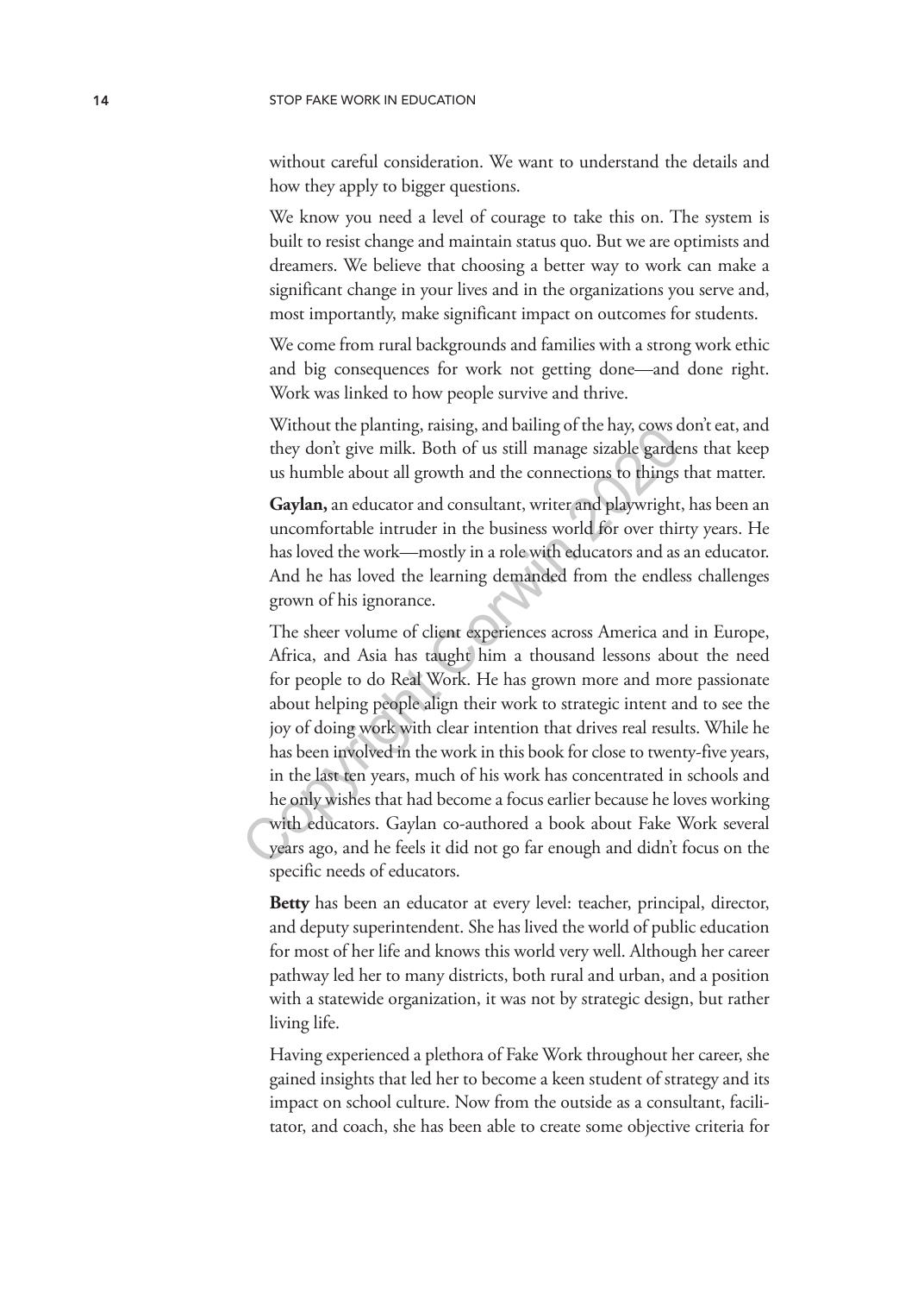without careful consideration. We want to understand the details and how they apply to bigger questions.

We know you need a level of courage to take this on. The system is built to resist change and maintain status quo. But we are optimists and dreamers. We believe that choosing a better way to work can make a significant change in your lives and in the organizations you serve and, most importantly, make significant impact on outcomes for students.

We come from rural backgrounds and families with a strong work ethic and big consequences for work not getting done—and done right. Work was linked to how people survive and thrive.

Without the planting, raising, and bailing of the hay, cows don't eat, and they don't give milk. Both of us still manage sizable gardens that keep us humble about all growth and the connections to things that matter.

**Gaylan,** an educator and consultant, writer and playwright, has been an uncomfortable intruder in the business world for over thirty years. He has loved the work—mostly in a role with educators and as an educator. And he has loved the learning demanded from the endless challenges grown of his ignorance.

The sheer volume of client experiences across America and in Europe, Africa, and Asia has taught him a thousand lessons about the need for people to do Real Work. He has grown more and more passionate about helping people align their work to strategic intent and to see the joy of doing work with clear intention that drives real results. While he has been involved in the work in this book for close to twenty-five years, in the last ten years, much of his work has concentrated in schools and he only wishes that had become a focus earlier because he loves working with educators. Gaylan co-authored a book about Fake Work several years ago, and he feels it did not go far enough and didn't focus on the specific needs of educators.

**Betty** has been an educator at every level: teacher, principal, director, and deputy superintendent. She has lived the world of public education for most of her life and knows this world very well. Although her career pathway led her to many districts, both rural and urban, and a position with a statewide organization, it was not by strategic design, but rather living life.

Having experienced a plethora of Fake Work throughout her career, she gained insights that led her to become a keen student of strategy and its impact on school culture. Now from the outside as a consultant, facilitator, and coach, she has been able to create some objective criteria for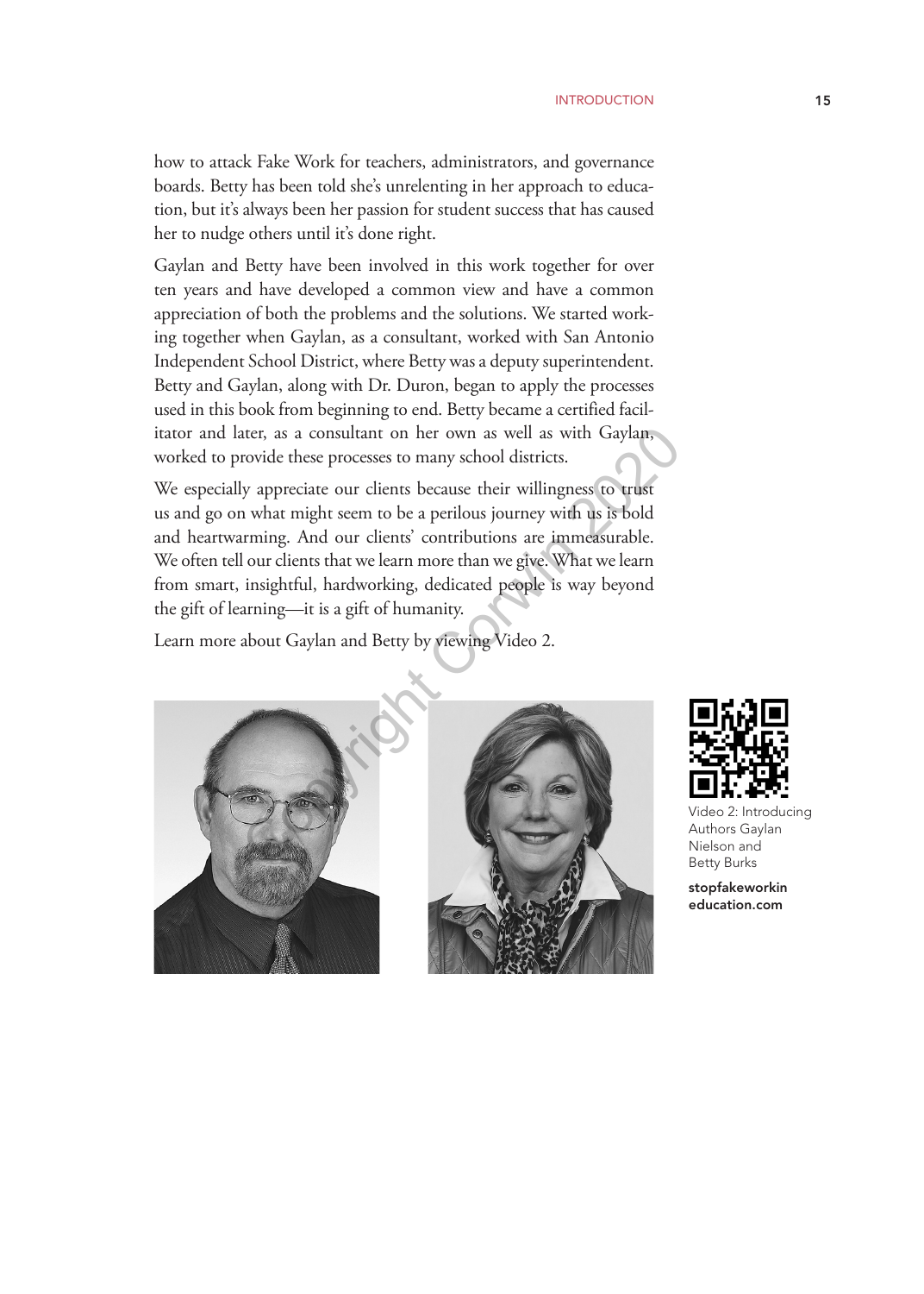how to attack Fake Work for teachers, administrators, and governance boards. Betty has been told she's unrelenting in her approach to education, but it's always been her passion for student success that has caused her to nudge others until it's done right.

Gaylan and Betty have been involved in this work together for over ten years and have developed a common view and have a common appreciation of both the problems and the solutions. We started working together when Gaylan, as a consultant, worked with San Antonio Independent School District, where Betty was a deputy superintendent. Betty and Gaylan, along with Dr. Duron, began to apply the processes used in this book from beginning to end. Betty became a certified facilitator and later, as a consultant on her own as well as with Gaylan, worked to provide these processes to many school districts.

We especially appreciate our clients because their willingness to trust us and go on what might seem to be a perilous journey with us is bold and heartwarming. And our clients' contributions are immeasurable. We often tell our clients that we learn more than we give. What we learn from smart, insightful, hardworking, dedicated people is way beyond the gift of learning—it is a gift of humanity.

Learn more about Gaylan and Betty by viewing Video 2.

Video 2: Introducing Authors Gaylan Nielson and Betty Burks

**stopfakeworkineducation.com**